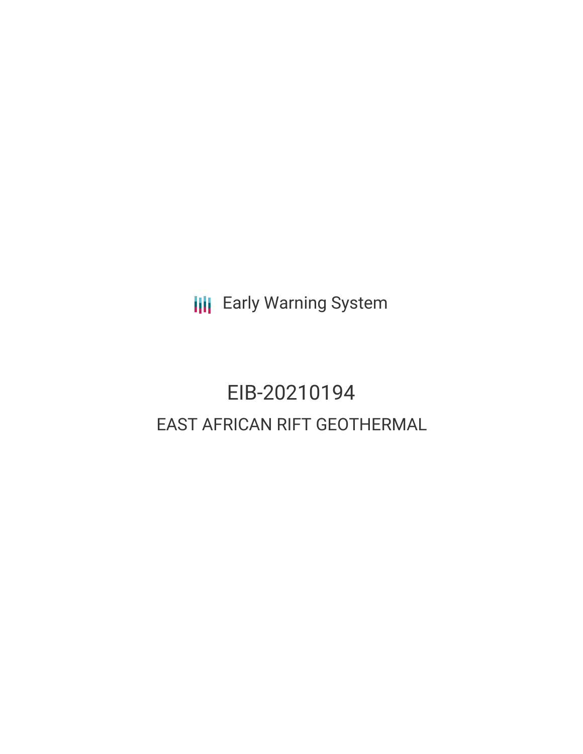Early Warning System

# EIB-20210194

## EAST AFRICAN RIFT GEOTHERMAL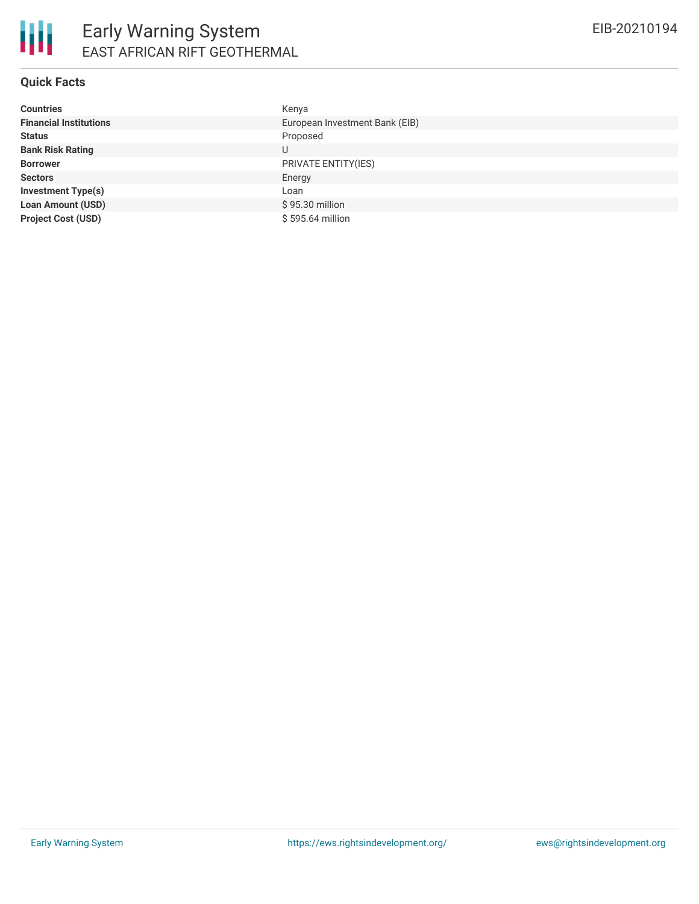# Early Warning System

## EAST AFRICAN RIFT GEOTHERMAL

EIB-20210194

### Quick Facts

| | |
|---|---|
| **Countries** | Kenya |
| **Financial Institutions** | European Investment Bank (EIB) |
| **Status** | Proposed |
| **Bank Risk Rating** | U |
| **Borrower** | PRIVATE ENTITY(IES) |
| **Sectors** | Energy |
| **Investment Type(s)** | Loan |
| **Loan Amount (USD)** | $ 95.30 million |
| **Project Cost (USD)** | $ 595.64 million |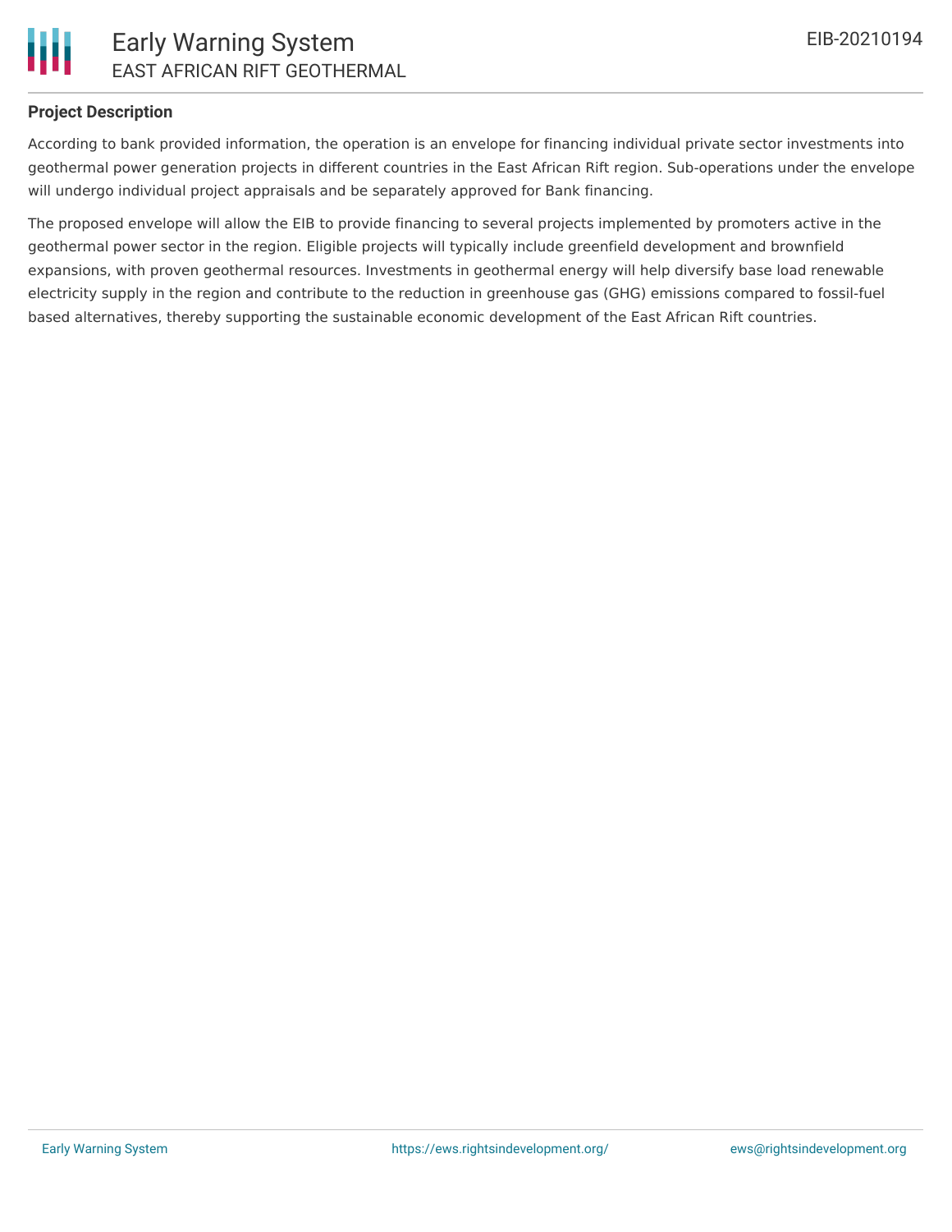**Project Description**

According to bank provided information, the operation is an envelope for financing individual private sector investments into geothermal power generation projects in different countries in the East African Rift region. Sub-operations under the envelope will undergo individual project appraisals and be separately approved for Bank financing.

The proposed envelope will allow the EIB to provide financing to several projects implemented by promoters active in the geothermal power sector in the region. Eligible projects will typically include greenfield development and brownfield expansions, with proven geothermal resources. Investments in geothermal energy will help diversify base load renewable electricity supply in the region and contribute to the reduction in greenhouse gas (GHG) emissions compared to fossil-fuel based alternatives, thereby supporting the sustainable economic development of the East African Rift countries.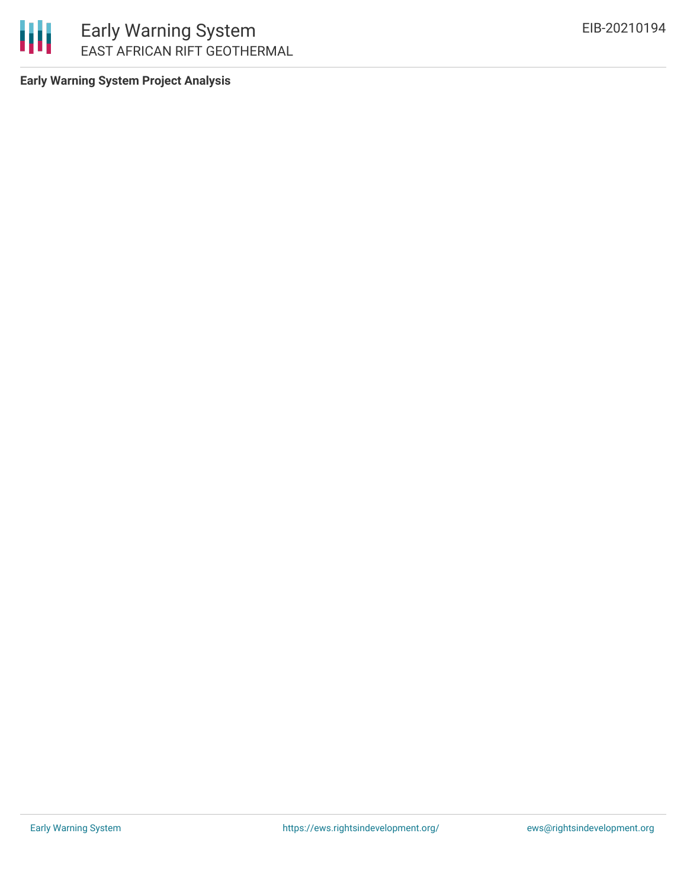**Early Warning System Project Analysis**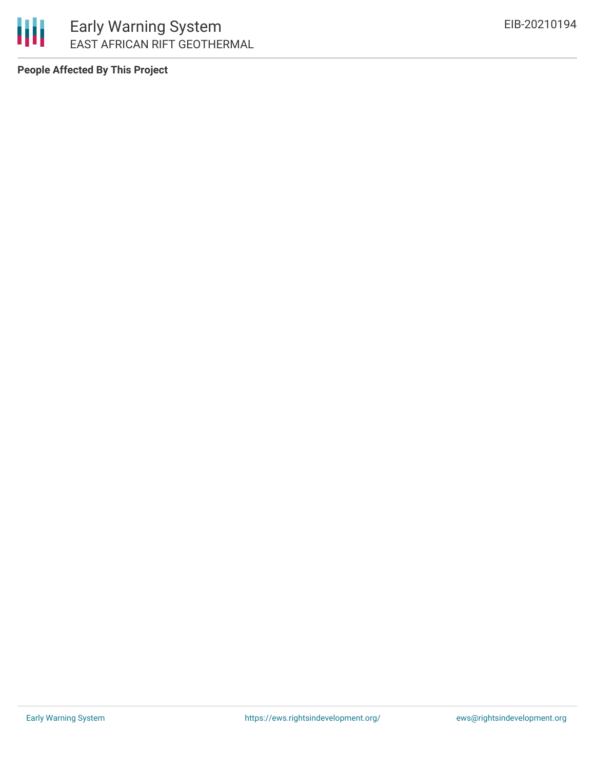**People Affected By This Project**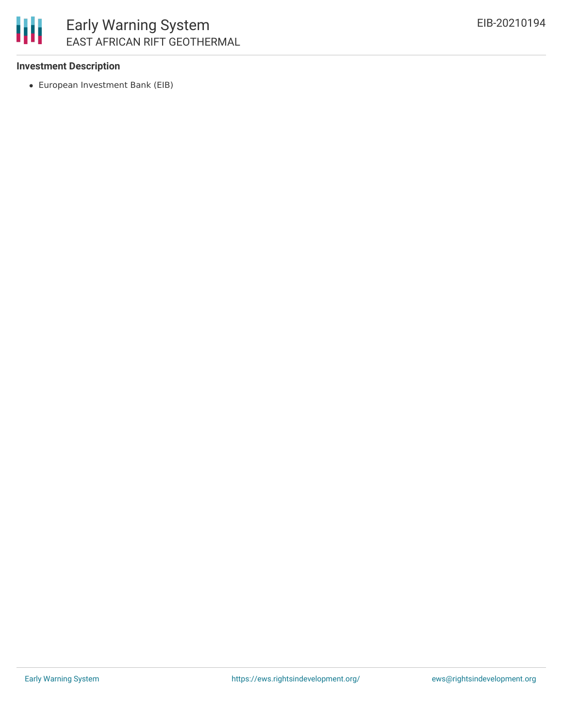### Investment Description

- European Investment Bank (EIB)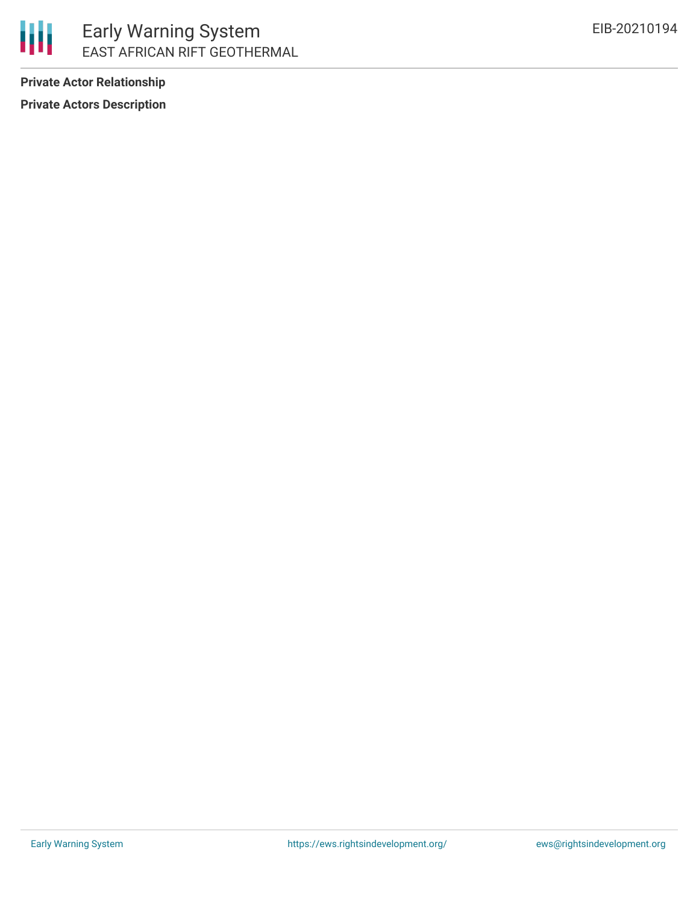**Private Actor Relationship**

**Private Actors Description**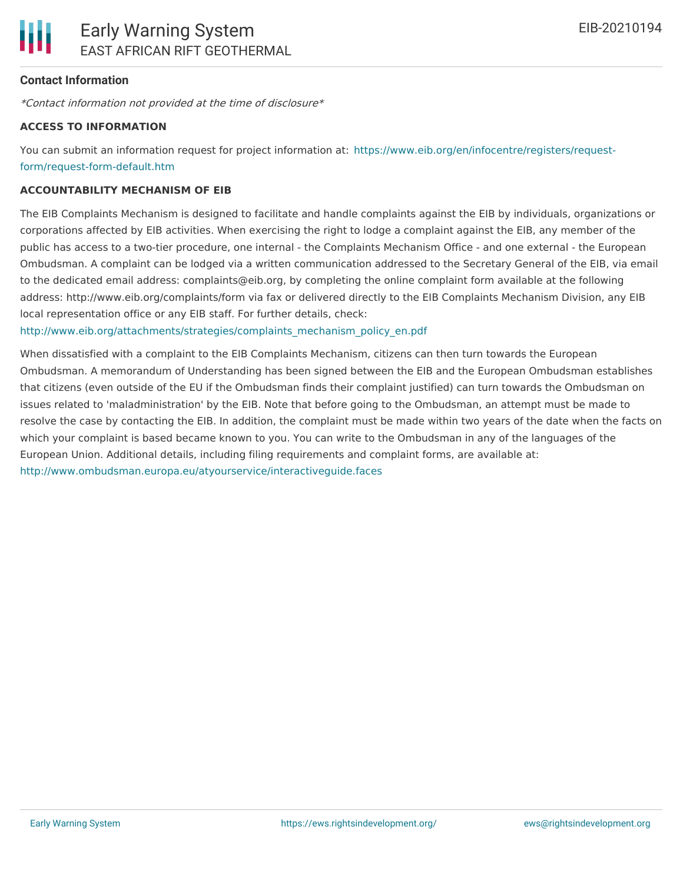**Contact Information**

*Contact information not provided at the time of disclosure*

**ACCESS TO INFORMATION**

You can submit an information request for project information at: https://www.eib.org/en/infocentre/registers/request-form/request-form-default.htm

**ACCOUNTABILITY MECHANISM OF EIB**

The EIB Complaints Mechanism is designed to facilitate and handle complaints against the EIB by individuals, organizations or corporations affected by EIB activities. When exercising the right to lodge a complaint against the EIB, any member of the public has access to a two-tier procedure, one internal - the Complaints Mechanism Office - and one external - the European Ombudsman. A complaint can be lodged via a written communication addressed to the Secretary General of the EIB, via email to the dedicated email address: complaints@eib.org, by completing the online complaint form available at the following address: http://www.eib.org/complaints/form via fax or delivered directly to the EIB Complaints Mechanism Division, any EIB local representation office or any EIB staff. For further details, check: http://www.eib.org/attachments/strategies/complaints_mechanism_policy_en.pdf

When dissatisfied with a complaint to the EIB Complaints Mechanism, citizens can then turn towards the European Ombudsman. A memorandum of Understanding has been signed between the EIB and the European Ombudsman establishes that citizens (even outside of the EU if the Ombudsman finds their complaint justified) can turn towards the Ombudsman on issues related to 'maladministration' by the EIB. Note that before going to the Ombudsman, an attempt must be made to resolve the case by contacting the EIB. In addition, the complaint must be made within two years of the date when the facts on which your complaint is based became known to you. You can write to the Ombudsman in any of the languages of the European Union. Additional details, including filing requirements and complaint forms, are available at: http://www.ombudsman.europa.eu/atyourservice/interactiveguide.faces